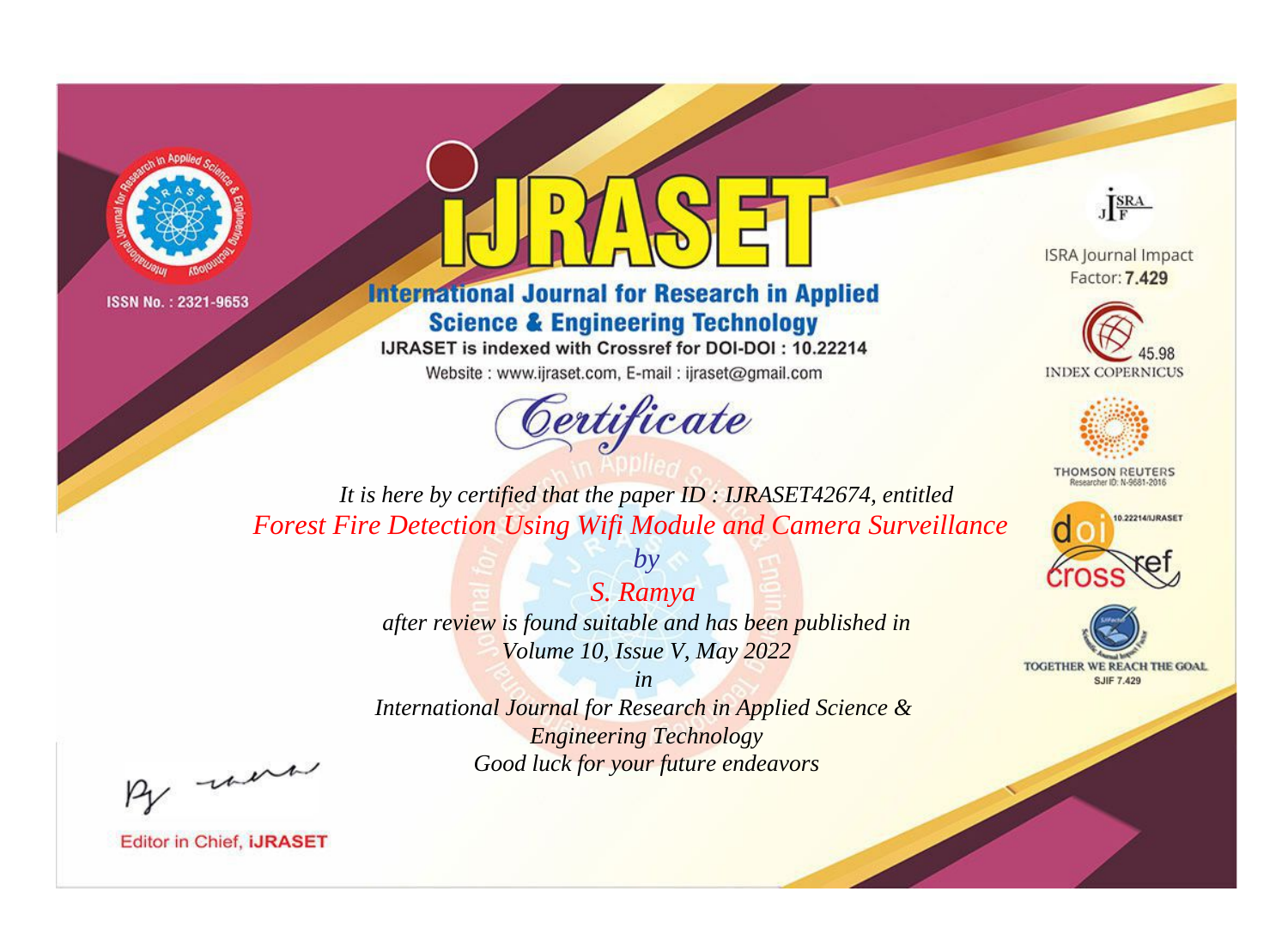ISSN No. : 2321-9653

# IJRASET

## International Journal for Research in Applied Science & Engineering Technology

IJRASET is indexed with Crossref for DOI-DOI : 10.22214

Website : www.ijraset.com, E-mail : ijraset@gmail.com

ISRA Journal Impact Factor: **7.429**

45.98 INDEX COPERNICUS

THOMSON REUTERS Researcher ID: N-9681-2016

10.22214/IJRASET

TOGETHER WE REACH THE GOAL SJIF 7.429

## *Certificate*

*It is here by certified that the paper ID : IJRASET42674, entitled*

*Forest Fire Detection Using Wifi Module and Camera Surveillance*

*by*

*S. Ramya*

*after review is found suitable and has been published in*

*Volume 10, Issue V, May 2022*

*in*

*International Journal for Research in Applied Science & Engineering Technology*

*Good luck for your future endeavors*

Editor in Chief, **IJRASET**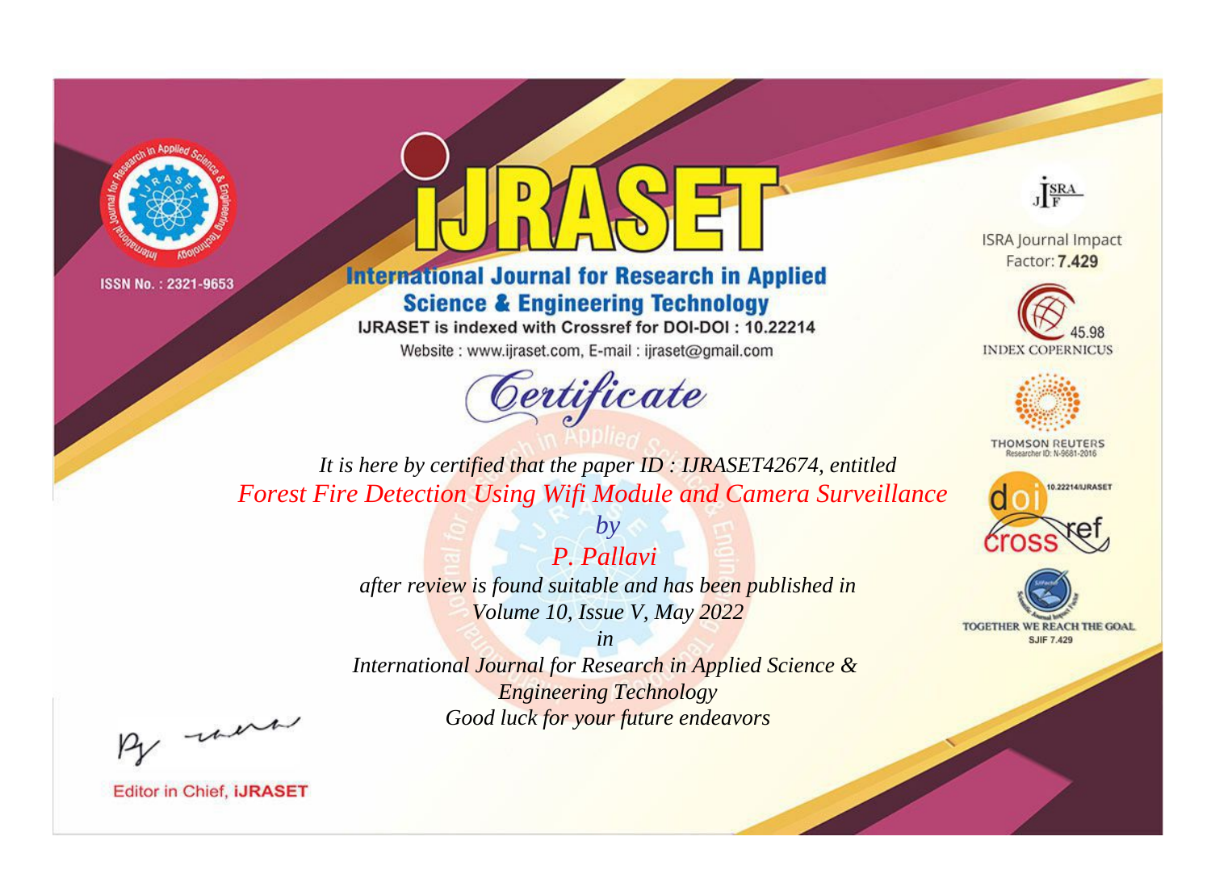ISSN No. : 2321-9653

# iJRASET

## International Journal for Research in Applied Science & Engineering Technology

IJRASET is indexed with Crossref for DOI-DOI : 10.22214

Website : www.ijraset.com, E-mail : ijraset@gmail.com

ISRA Journal Impact Factor: **7.429**

45.98 INDEX COPERNICUS

THOMSON REUTERS Researcher ID: N-9681-2016

10.22214/IJRASET

TOGETHER WE REACH THE GOAL SJIF 7.429

# Certificate

*It is here by certified that the paper ID : IJRASET42674, entitled*

*Forest Fire Detection Using Wifi Module and Camera Surveillance*

*by*

*P. Pallavi*

*after review is found suitable and has been published in*

*Volume 10, Issue V, May 2022*

*in*

*International Journal for Research in Applied Science & Engineering Technology*

*Good luck for your future endeavors*

Editor in Chief, **iJRASET**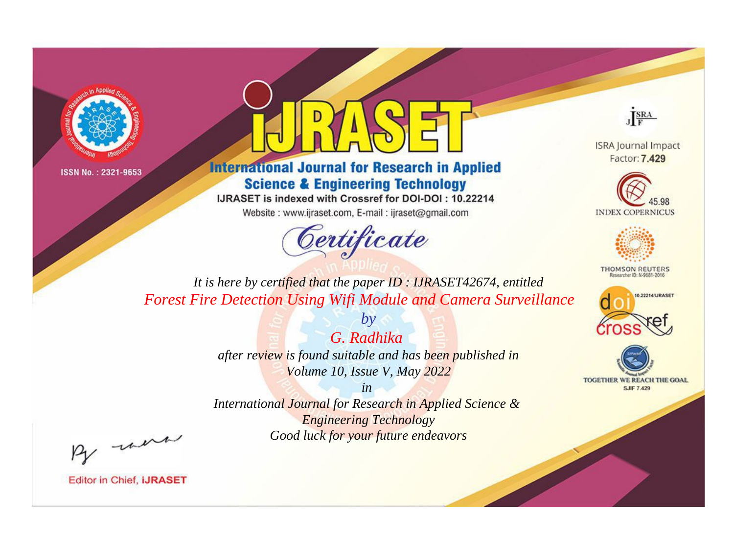ISSN No. : 2321-9653

# International Journal for Research in Applied Science & Engineering Technology

IJRASET is indexed with Crossref for DOI-DOI : 10.22214

Website : www.ijraset.com, E-mail : ijraset@gmail.com

## Certificate

*It is here by certified that the paper ID : IJRASET42674, entitled*

*Forest Fire Detection Using Wifi Module and Camera Surveillance*

*by*

*G. Radhika*

*after review is found suitable and has been published in*

*Volume 10, Issue V, May 2022*

*in*

*International Journal for Research in Applied Science & Engineering Technology*

*Good luck for your future endeavors*

ISRA Journal Impact Factor: **7.429**

45.98 INDEX COPERNICUS

THOMSON REUTERS Researcher ID: N-9681-2016

10.22214/IJRASET

TOGETHER WE REACH THE GOAL SJIF 7.429

Editor in Chief, **iJRASET**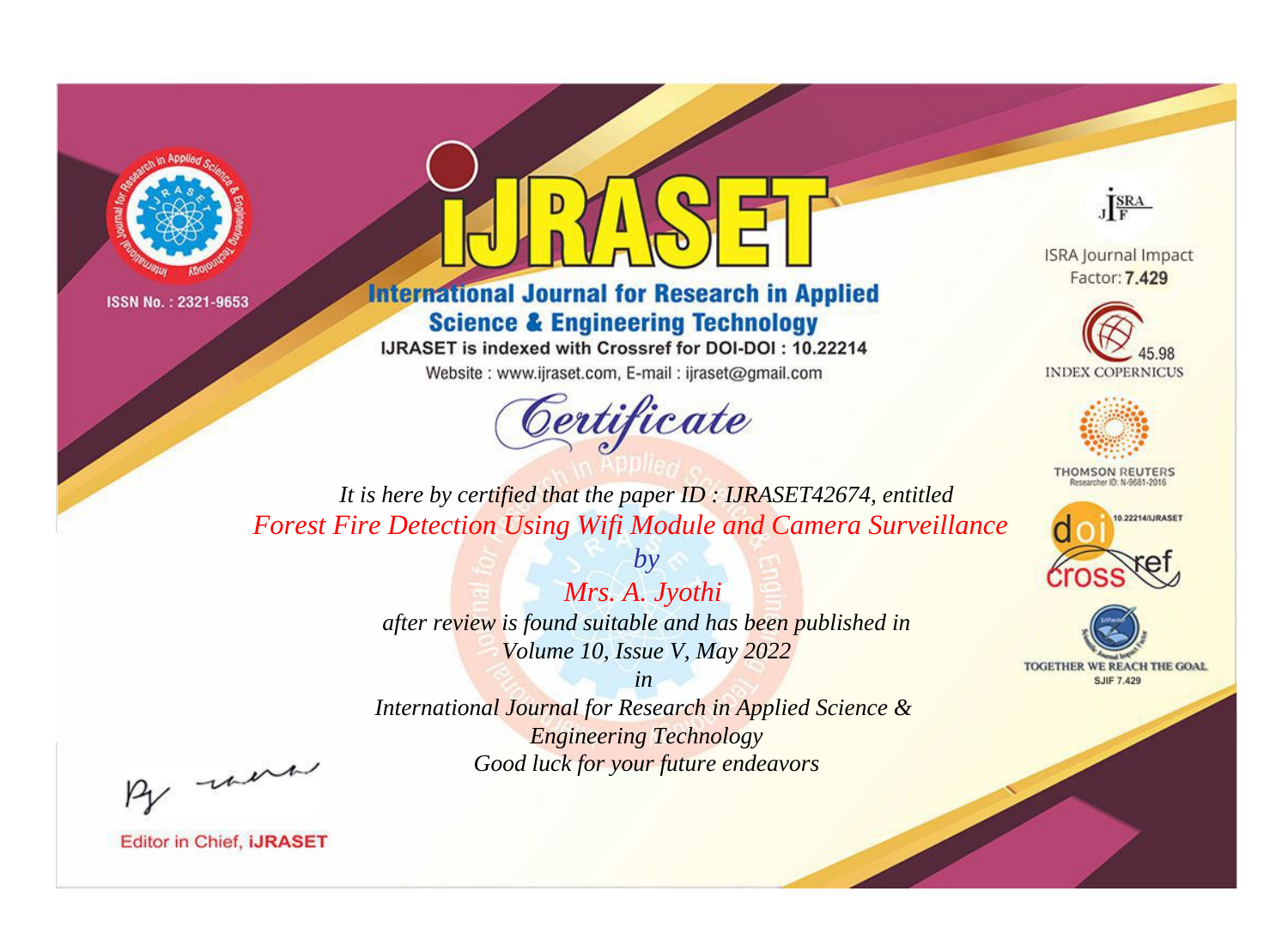ISSN No. : 2321-9653

# iJRASET

## International Journal for Research in Applied Science & Engineering Technology

IJRASET is indexed with Crossref for DOI-DOI : 10.22214

Website : www.ijraset.com, E-mail : ijraset@gmail.com

*Certificate*

*It is here by certified that the paper ID : IJRASET42674, entitled*

*Forest Fire Detection Using Wifi Module and Camera Surveillance*

*by*

*Mrs. A. Jyothi*

*after review is found suitable and has been published in*

*Volume 10, Issue V, May 2022*

*in*

*International Journal for Research in Applied Science & Engineering Technology*

*Good luck for your future endeavors*

ISRA Journal Impact Factor: **7.429**

45.98 INDEX COPERNICUS

THOMSON REUTERS Researcher ID: N-9681-2016

10.22214/IJRASET

TOGETHER WE REACH THE GOAL SJIF 7.429

Editor in Chief, **iJRASET**